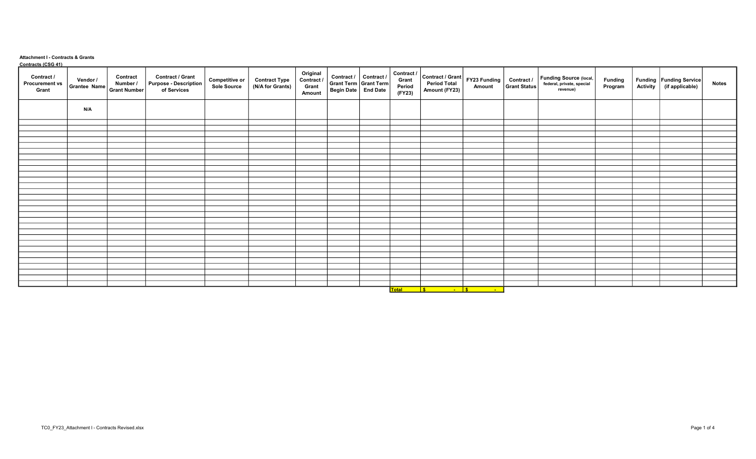**Attachment I - Contracts & Grants**

**Contracts (CSG 41)**

| Contract / Procurement vs Grant | Vendor / Grantee Name | Contract Number / Grant Number | Contract / Grant Purpose - Description of Services | Competitive or Sole Source | Contract Type (N/A for Grants) | Original Contract / Grant Amount | Contract / Grant Term Begin Date | Contract / Grant Term End Date | Contract / Grant Period (FY23) | Contract / Grant Period Total Amount (FY23) | FY23 Funding Amount | Contract / Grant Status | Funding Source (local, federal, private, special revenue) | Funding Program | Funding Activity | Funding Service (if applicable) | Notes |
|---|---|---|---|---|---|---|---|---|---|---|---|---|---|---|---|---|---|
| | N/A | | | | | | | | | | | | | | | | |
| | | | | | | | | | Total | $ - | $ - | | | | | | |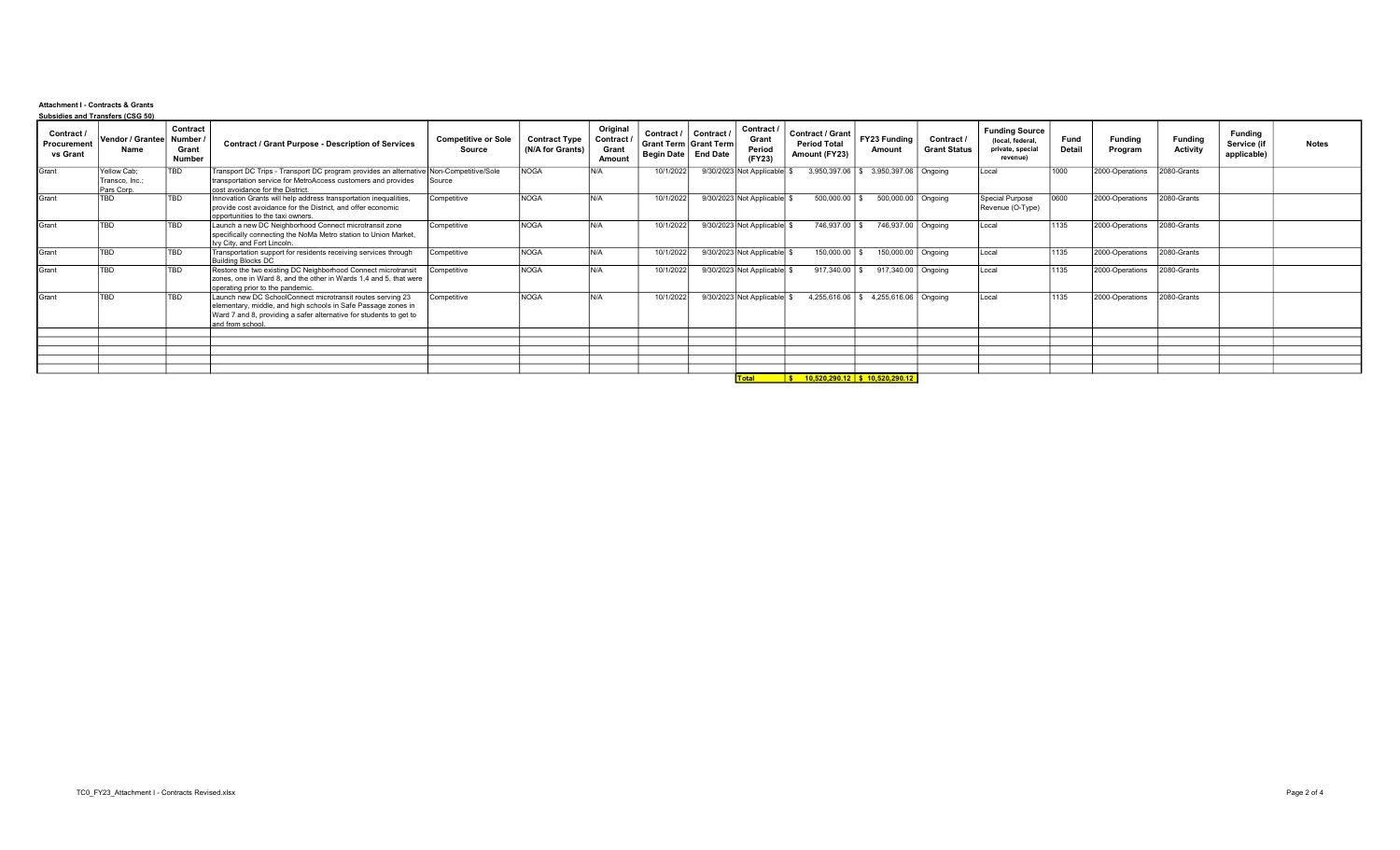**Attachment I - Contracts & Grants**

**Subsidies and Transfers (CSG 50)**

| Contract / Procurement vs Grant | Vendor / Grantee Name | Contract Number / Grant Number | Contract / Grant Purpose - Description of Services | Competitive or Sole Source | Contract Type (N/A for Grants) | Original Contract / Grant Amount | Contract / Grant Term Begin Date | Contract / Grant Term End Date | Contract / Grant Period (FY23) | Contract / Grant Period Total Amount (FY23) | FY23 Funding Amount | Contract / Grant Status | Funding Source (local, federal, private, special revenue) | Fund Detail | Funding Program | Funding Activity | Funding Service (if applicable) | Notes |
|---|---|---|---|---|---|---|---|---|---|---|---|---|---|---|---|---|---|---|
| Grant | Yellow Cab; Transco, Inc.; Pars Corp. | TBD | Transport DC Trips - Transport DC program provides an alternative transportation service for MetroAccess customers and provides cost avoidance for the District. | Non-Competitive/Sole Source | NOGA | N/A | 10/1/2022 | 9/30/2023 | Not Applicable | $ 3,950,397.06 | $ 3,950,397.06 | Ongoing | Local | 1000 | 2000-Operations | 2080-Grants | | |
| Grant | TBD | TBD | Innovation Grants will help address transportation inequalities, provide cost avoidance for the District, and offer economic opportunities to the taxi owners. | Competitive | NOGA | N/A | 10/1/2022 | 9/30/2023 | Not Applicable | $ 500,000.00 | $ 500,000.00 | Ongoing | Special Purpose Revenue (O-Type) | 0600 | 2000-Operations | 2080-Grants | | |
| Grant | TBD | TBD | Launch a new DC Neighborhood Connect microtransit zone specifically connecting the NoMa Metro station to Union Market, Ivy City, and Fort Lincoln. | Competitive | NOGA | N/A | 10/1/2022 | 9/30/2023 | Not Applicable | $ 746,937.00 | $ 746,937.00 | Ongoing | Local | 1135 | 2000-Operations | 2080-Grants | | |
| Grant | TBD | TBD | Transportation support for residents receiving services through Building Blocks DC | Competitive | NOGA | N/A | 10/1/2022 | 9/30/2023 | Not Applicable | $ 150,000.00 | $ 150,000.00 | Ongoing | Local | 1135 | 2000-Operations | 2080-Grants | | |
| Grant | TBD | TBD | Restore the two existing DC Neighborhood Connect microtransit zones, one in Ward 8, and the other in Wards 1,4 and 5, that were operating prior to the pandemic. | Competitive | NOGA | N/A | 10/1/2022 | 9/30/2023 | Not Applicable | $ 917,340.00 | $ 917,340.00 | Ongoing | Local | 1135 | 2000-Operations | 2080-Grants | | |
| Grant | TBD | TBD | Launch new DC SchoolConnect microtransit routes serving 23 elementary, middle, and high schools in Safe Passage zones in Ward 7 and 8, providing a safer alternative for students to get to and from school. | Competitive | NOGA | N/A | 10/1/2022 | 9/30/2023 | Not Applicable | $ 4,255,616.06 | $ 4,255,616.06 | Ongoing | Local | 1135 | 2000-Operations | 2080-Grants | | |
| | | | | | | | | | | | | | | | | | | |
| | | | | | | | | | | | | | | | | | | |
| | | | | | | | | | | | | | | | | | | |
| | | | | | | | | | | | | | | | | | | |
| | | | | | | | | | | | | | | | | | | |
| | | | | | | | | | **Total** | **$ 10,520,290.12** | **$ 10,520,290.12** | | | | | | | |

TC0_FY23_Attachment I - Contracts Revised.xlsx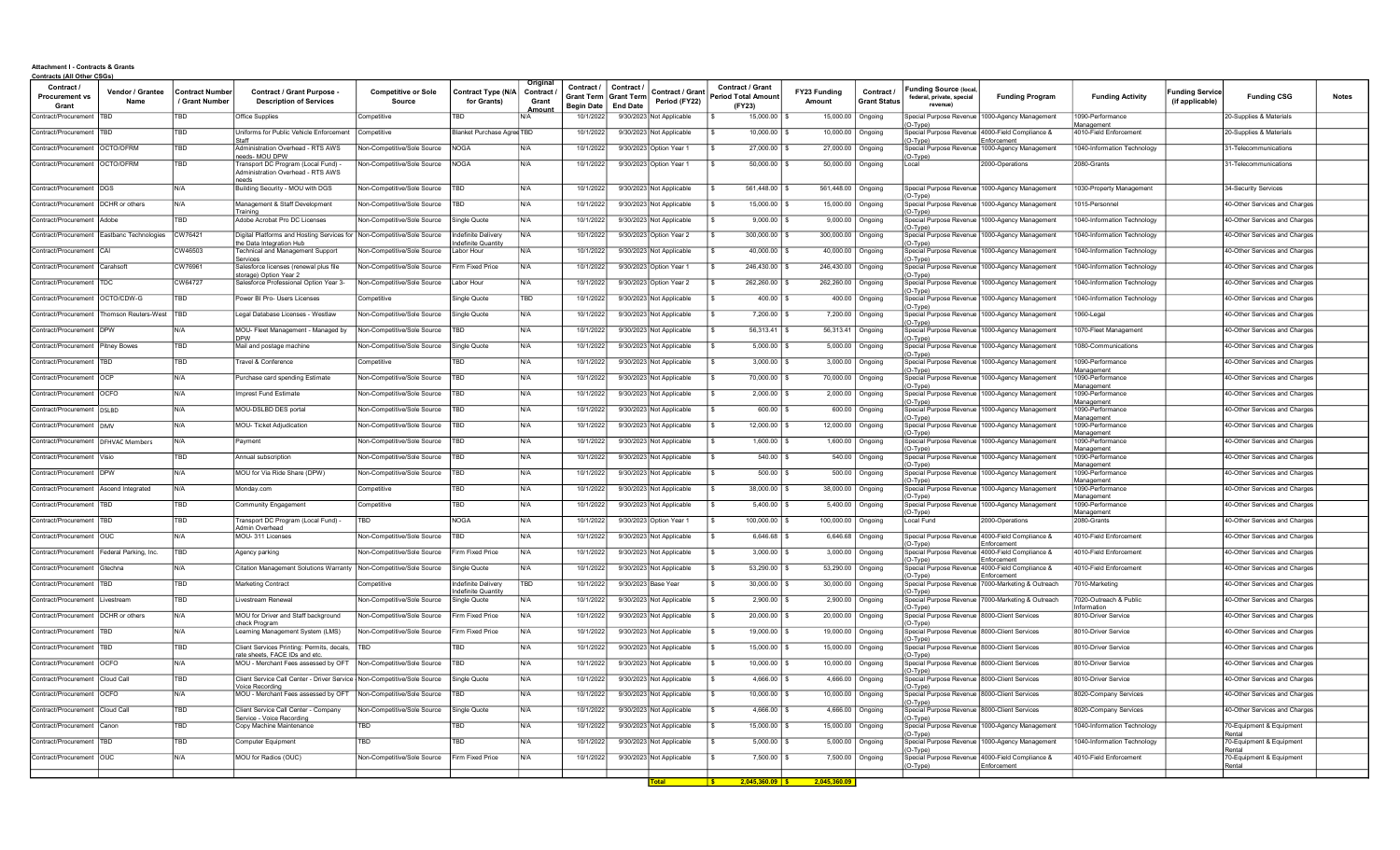**Attachment I - Contracts & Grants**

**Contracts (All Other CSGs)**

| Contract / Procurement vs Grant | Vendor / Grantee Name | Contract Number / Grant Number | Contract / Grant Purpose - Description of Services | Competitive or Sole Source | Contract Type (N/A for Grants) | Original Contract / Grant Amount | Contract / Grant Term Begin Date | Contract / Grant Term End Date | Contract / Grant Period (FY22) | Contract / Grant Period Total Amount (FY23) | FY23 Funding Amount | Contract / Grant Status | Funding Source (local, federal, private, special revenue) | Funding Program | Funding Activity | Funding Service (if applicable) | Funding CSG | Notes |
|---|---|---|---|---|---|---|---|---|---|---|---|---|---|---|---|---|---|---|
| Contract/Procurement | TBD | TBD | Office Supplies | Competitive | TBD | N/A | 10/1/2022 | 9/30/2023 | Not Applicable | $ 15,000.00 | $ 15,000.00 | Ongoing | Special Purpose Revenue (O-Type) | 1000-Agency Management | 1090-Performance Management | | 20-Supplies & Materials | |
| Contract/Procurement | TBD | TBD | Uniforms for Public Vehicle Enforcement Staff | Competitive | Blanket Purchase Agree | TBD | 10/1/2022 | 9/30/2023 | Not Applicable | $ 10,000.00 | $ 10,000.00 | Ongoing | Special Purpose Revenue (O-Type) | 4000-Field Compliance & Enforcement | 4010-Field Enforcement | | 20-Supplies & Materials | |
| Contract/Procurement | OCTO/OFRM | TBD | Administration Overhead - RTS AWS needs- MOU DPW | Non-Competitive/Sole Source | NOGA | N/A | 10/1/2022 | 9/30/2023 | Option Year 1 | $ 27,000.00 | $ 27,000.00 | Ongoing | Special Purpose Revenue (O-Type) | 1000-Agency Management | 1040-Information Technology | | 31-Telecommunications | |
| Contract/Procurement | OCTO/OFRM | TBD | Transport DC Program (Local Fund) - Administration Overhead - RTS AWS needs | Non-Competitive/Sole Source | NOGA | N/A | 10/1/2022 | 9/30/2023 | Option Year 1 | $ 50,000.00 | $ 50,000.00 | Ongoing | Local | 2000-Operations | 2080-Grants | | 31-Telecommunications | |
| Contract/Procurement | DGS | N/A | Building Security - MOU with DGS | Non-Competitive/Sole Source | TBD | N/A | 10/1/2022 | 9/30/2023 | Not Applicable | $ 561,448.00 | $ 561,448.00 | Ongoing | Special Purpose Revenue (O-Type) | 1000-Agency Management | 1030-Property Management | | 34-Security Services | |
| Contract/Procurement | DCHR or others | N/A | Management & Staff Development Training | Non-Competitive/Sole Source | TBD | N/A | 10/1/2022 | 9/30/2023 | Not Applicable | $ 15,000.00 | $ 15,000.00 | Ongoing | Special Purpose Revenue (O-Type) | 1000-Agency Management | 1015-Personnel | | 40-Other Services and Charges | |
| Contract/Procurement | Adobe | TBD | Adobe Acrobat Pro DC Licenses | Non-Competitive/Sole Source | Single Quote | N/A | 10/1/2022 | 9/30/2023 | Not Applicable | $ 9,000.00 | $ 9,000.00 | Ongoing | Special Purpose Revenue (O-Type) | 1000-Agency Management | 1040-Information Technology | | 40-Other Services and Charges | |
| Contract/Procurement | Eastbanc Technologies | CW76421 | Digital Platforms and Hosting Services for the Data Integration Hub | Non-Competitive/Sole Source | Indefinite Delivery Indefinite Quantity | N/A | 10/1/2022 | 9/30/2023 | Option Year 2 | $ 300,000.00 | $ 300,000.00 | Ongoing | Special Purpose Revenue (O-Type) | 1000-Agency Management | 1040-Information Technology | | 40-Other Services and Charges | |
| Contract/Procurement | CAI | CW46503 | Technical and Management Support Services | Non-Competitive/Sole Source | Labor Hour | N/A | 10/1/2022 | 9/30/2023 | Not Applicable | $ 40,000.00 | $ 40,000.00 | Ongoing | Special Purpose Revenue (O-Type) | 1000-Agency Management | 1040-Information Technology | | 40-Other Services and Charges | |
| Contract/Procurement | Carahsoft | CW76961 | Salesforce licenses (renewal plus file storage) Option Year 2 | Non-Competitive/Sole Source | Firm Fixed Price | N/A | 10/1/2022 | 9/30/2023 | Option Year 1 | $ 246,430.00 | $ 246,430.00 | Ongoing | Special Purpose Revenue (O-Type) | 1000-Agency Management | 1040-Information Technology | | 40-Other Services and Charges | |
| Contract/Procurement | TDC | CW64727 | Salesforce Professional Option Year 3- | Non-Competitive/Sole Source | Labor Hour | N/A | 10/1/2022 | 9/30/2023 | Option Year 2 | $ 262,260.00 | $ 262,260.00 | Ongoing | Special Purpose Revenue (O-Type) | 1000-Agency Management | 1040-Information Technology | | 40-Other Services and Charges | |
| Contract/Procurement | OCTO/CDW-G | TBD | Power BI Pro- Users Licenses | Competitive | Single Quote | TBD | 10/1/2022 | 9/30/2023 | Not Applicable | $ 400.00 | $ 400.00 | Ongoing | Special Purpose Revenue (O-Type) | 1000-Agency Management | 1040-Information Technology | | 40-Other Services and Charges | |
| Contract/Procurement | Thomson Reuters-West | TBD | Legal Database Licenses - Westlaw | Non-Competitive/Sole Source | Single Quote | N/A | 10/1/2022 | 9/30/2023 | Not Applicable | $ 7,200.00 | $ 7,200.00 | Ongoing | Special Purpose Revenue (O-Type) | 1000-Agency Management | 1060-Legal | | 40-Other Services and Charges | |
| Contract/Procurement | DPW | N/A | MOU- Fleet Management - Managed by DPW | Non-Competitive/Sole Source | TBD | N/A | 10/1/2022 | 9/30/2023 | Not Applicable | $ 56,313.41 | $ 56,313.41 | Ongoing | Special Purpose Revenue (O-Type) | 1000-Agency Management | 1070-Fleet Management | | 40-Other Services and Charges | |
| Contract/Procurement | Pitney Bowes | TBD | Mail and postage machine | Non-Competitive/Sole Source | Single Quote | N/A | 10/1/2022 | 9/30/2023 | Not Applicable | $ 5,000.00 | $ 5,000.00 | Ongoing | Special Purpose Revenue (O-Type) | 1000-Agency Management | 1080-Communications | | 40-Other Services and Charges | |
| Contract/Procurement | TBD | TBD | Travel & Conference | Competitive | TBD | N/A | 10/1/2022 | 9/30/2023 | Not Applicable | $ 3,000.00 | $ 3,000.00 | Ongoing | Special Purpose Revenue (O-Type) | 1000-Agency Management | 1090-Performance Management | | 40-Other Services and Charges | |
| Contract/Procurement | OCP | N/A | Purchase card spending Estimate | Non-Competitive/Sole Source | TBD | N/A | 10/1/2022 | 9/30/2023 | Not Applicable | $ 70,000.00 | $ 70,000.00 | Ongoing | Special Purpose Revenue (O-Type) | 1000-Agency Management | 1090-Performance Management | | 40-Other Services and Charges | |
| Contract/Procurement | OCFO | N/A | Imprest Fund Estimate | Non-Competitive/Sole Source | TBD | N/A | 10/1/2022 | 9/30/2023 | Not Applicable | $ 2,000.00 | $ 2,000.00 | Ongoing | Special Purpose Revenue (O-Type) | 1000-Agency Management | 1090-Performance Management | | 40-Other Services and Charges | |
| Contract/Procurement | DSLBD | N/A | MOU-DSLBD DES portal | Non-Competitive/Sole Source | TBD | N/A | 10/1/2022 | 9/30/2023 | Not Applicable | $ 600.00 | $ 600.00 | Ongoing | Special Purpose Revenue (O-Type) | 1000-Agency Management | 1090-Performance Management | | 40-Other Services and Charges | |
| Contract/Procurement | DMV | N/A | MOU- Ticket Adjudication | Non-Competitive/Sole Source | TBD | N/A | 10/1/2022 | 9/30/2023 | Not Applicable | $ 12,000.00 | $ 12,000.00 | Ongoing | Special Purpose Revenue (O-Type) | 1000-Agency Management | 1090-Performance Management | | 40-Other Services and Charges | |
| Contract/Procurement | DFHVAC Members | N/A | Payment | Non-Competitive/Sole Source | TBD | N/A | 10/1/2022 | 9/30/2023 | Not Applicable | $ 1,600.00 | $ 1,600.00 | Ongoing | Special Purpose Revenue (O-Type) | 1000-Agency Management | 1090-Performance Management | | 40-Other Services and Charges | |
| Contract/Procurement | Visio | TBD | Annual subscription | Non-Competitive/Sole Source | TBD | N/A | 10/1/2022 | 9/30/2023 | Not Applicable | $ 540.00 | $ 540.00 | Ongoing | Special Purpose Revenue (O-Type) | 1000-Agency Management | 1090-Performance Management | | 40-Other Services and Charges | |
| Contract/Procurement | DPW | N/A | MOU for Via Ride Share (DPW) | Non-Competitive/Sole Source | TBD | N/A | 10/1/2022 | 9/30/2023 | Not Applicable | $ 500.00 | $ 500.00 | Ongoing | Special Purpose Revenue (O-Type) | 1000-Agency Management | 1090-Performance Management | | 40-Other Services and Charges | |
| Contract/Procurement | Ascend Integrated | N/A | Monday.com | Competitive | TBD | N/A | 10/1/2022 | 9/30/2023 | Not Applicable | $ 38,000.00 | $ 38,000.00 | Ongoing | Special Purpose Revenue (O-Type) | 1000-Agency Management | 1090-Performance Management | | 40-Other Services and Charges | |
| Contract/Procurement | TBD | TBD | Community Engagement | Competitive | TBD | N/A | 10/1/2022 | 9/30/2023 | Not Applicable | $ 5,400.00 | $ 5,400.00 | Ongoing | Special Purpose Revenue (O-Type) | 1000-Agency Management | 1090-Performance Management | | 40-Other Services and Charges | |
| Contract/Procurement | TBD | TBD | Transport DC Program (Local Fund) - Admin Overhead | TBD | NOGA | N/A | 10/1/2022 | 9/30/2023 | Option Year 1 | $ 100,000.00 | $ 100,000.00 | Ongoing | Local Fund | 2000-Operations | 2080-Grants | | 40-Other Services and Charges | |
| Contract/Procurement | OUC | N/A | MOU- 311 Licenses | Non-Competitive/Sole Source | TBD | N/A | 10/1/2022 | 9/30/2023 | Not Applicable | $ 6,646.68 | $ 6,646.68 | Ongoing | Special Purpose Revenue (O-Type) | 4000-Field Compliance & Enforcement | 4010-Field Enforcement | | 40-Other Services and Charges | |
| Contract/Procurement | Federal Parking, Inc. | TBD | Agency parking | Non-Competitive/Sole Source | Firm Fixed Price | N/A | 10/1/2022 | 9/30/2023 | Not Applicable | $ 3,000.00 | $ 3,000.00 | Ongoing | Special Purpose Revenue (O-Type) | 4000-Field Compliance & Enforcement | 4010-Field Enforcement | | 40-Other Services and Charges | |
| Contract/Procurement | Gtechna | N/A | Citation Management Solutions Warranty | Non-Competitive/Sole Source | Single Quote | N/A | 10/1/2022 | 9/30/2023 | Not Applicable | $ 53,290.00 | $ 53,290.00 | Ongoing | Special Purpose Revenue (O-Type) | 4000-Field Compliance & Enforcement | 4010-Field Enforcement | | 40-Other Services and Charges | |
| Contract/Procurement | TBD | TBD | Marketing Contract | Competitive | Indefinite Delivery Indefinite Quantity | TBD | 10/1/2022 | 9/30/2023 | Base Year | $ 30,000.00 | $ 30,000.00 | Ongoing | Special Purpose Revenue (O-Type) | 7000-Marketing & Outreach | 7010-Marketing | | 40-Other Services and Charges | |
| Contract/Procurement | Livestream | TBD | Livestream Renewal | Non-Competitive/Sole Source | Single Quote | N/A | 10/1/2022 | 9/30/2023 | Not Applicable | $ 2,900.00 | $ 2,900.00 | Ongoing | Special Purpose Revenue (O-Type) | 7000-Marketing & Outreach | 7020-Outreach & Public Information | | 40-Other Services and Charges | |
| Contract/Procurement | DCHR or others | N/A | MOU for Driver and Staff background check Program | Non-Competitive/Sole Source | Firm Fixed Price | N/A | 10/1/2022 | 9/30/2023 | Not Applicable | $ 20,000.00 | $ 20,000.00 | Ongoing | Special Purpose Revenue (O-Type) | 8000-Client Services | 8010-Driver Service | | 40-Other Services and Charges | |
| Contract/Procurement | TBD | N/A | Learning Management System (LMS) | Non-Competitive/Sole Source | Firm Fixed Price | N/A | 10/1/2022 | 9/30/2023 | Not Applicable | $ 19,000.00 | $ 19,000.00 | Ongoing | Special Purpose Revenue (O-Type) | 8000-Client Services | 8010-Driver Service | | 40-Other Services and Charges | |
| Contract/Procurement | TBD | TBD | Client Services Printing: Permits, decals, rate sheets, FACE IDs and etc. | TBD | TBD | N/A | 10/1/2022 | 9/30/2023 | Not Applicable | $ 15,000.00 | $ 15,000.00 | Ongoing | Special Purpose Revenue (O-Type) | 8000-Client Services | 8010-Driver Service | | 40-Other Services and Charges | |
| Contract/Procurement | OCFO | N/A | MOU - Merchant Fees assessed by OFT | Non-Competitive/Sole Source | TBD | N/A | 10/1/2022 | 9/30/2023 | Not Applicable | $ 10,000.00 | $ 10,000.00 | Ongoing | Special Purpose Revenue (O-Type) | 8000-Client Services | 8010-Driver Service | | 40-Other Services and Charges | |
| Contract/Procurement | Cloud Call | TBD | Client Service Call Center - Driver Service Voice Recording | Non-Competitive/Sole Source | Single Quote | N/A | 10/1/2022 | 9/30/2023 | Not Applicable | $ 4,666.00 | $ 4,666.00 | Ongoing | Special Purpose Revenue (O-Type) | 8000-Client Services | 8010-Driver Service | | 40-Other Services and Charges | |
| Contract/Procurement | OCFO | N/A | MOU - Merchant Fees assessed by OFT | Non-Competitive/Sole Source | TBD | N/A | 10/1/2022 | 9/30/2023 | Not Applicable | $ 10,000.00 | $ 10,000.00 | Ongoing | Special Purpose Revenue (O-Type) | 8000-Client Services | 8020-Company Services | | 40-Other Services and Charges | |
| Contract/Procurement | Cloud Call | TBD | Client Service Call Center - Company Service - Voice Recording | Non-Competitive/Sole Source | Single Quote | N/A | 10/1/2022 | 9/30/2023 | Not Applicable | $ 4,666.00 | $ 4,666.00 | Ongoing | Special Purpose Revenue (O-Type) | 8000-Client Services | 8020-Company Services | | 40-Other Services and Charges | |
| Contract/Procurement | Canon | TBD | Copy Machine Maintenance | TBD | TBD | N/A | 10/1/2022 | 9/30/2023 | Not Applicable | $ 15,000.00 | $ 15,000.00 | Ongoing | Special Purpose Revenue (O-Type) | 1000-Agency Management | 1040-Information Technology | | 70-Equipment & Equipment Rental | |
| Contract/Procurement | TBD | TBD | Computer Equipment | TBD | TBD | N/A | 10/1/2022 | 9/30/2023 | Not Applicable | $ 5,000.00 | $ 5,000.00 | Ongoing | Special Purpose Revenue (O-Type) | 1000-Agency Management | 1040-Information Technology | | 70-Equipment & Equipment Rental | |
| Contract/Procurement | OUC | N/A | MOU for Radios (OUC) | Non-Competitive/Sole Source | Firm Fixed Price | N/A | 10/1/2022 | 9/30/2023 | Not Applicable | $ 7,500.00 | $ 7,500.00 | Ongoing | Special Purpose Revenue (O-Type) | 4000-Field Compliance & Enforcement | 4010-Field Enforcement | | 70-Equipment & Equipment Rental | |
| | | | | | | | | | **Total** | **$ 2,045,360.09** | **$ 2,045,360.09** | | | | | | | |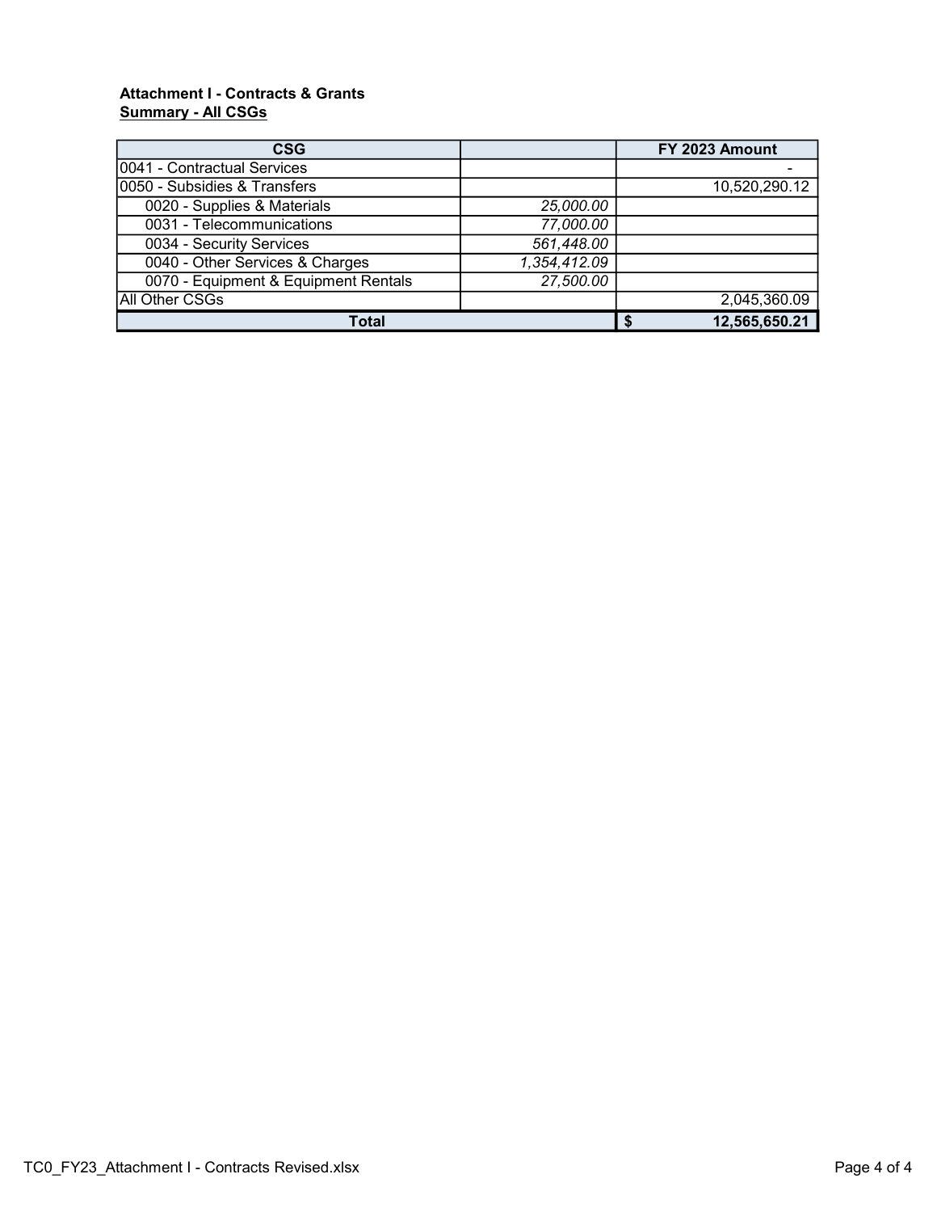**Attachment I - Contracts & Grants**
**Summary - All CSGs**

| CSG | | FY 2023 Amount |
|---|---|---|
| 0041 - Contractual Services | | - |
| 0050 - Subsidies & Transfers | | 10,520,290.12 |
| 0020 - Supplies & Materials | *25,000.00* | |
| 0031 - Telecommunications | *77,000.00* | |
| 0034 - Security Services | *561,448.00* | |
| 0040 - Other Services & Charges | *1,354,412.09* | |
| 0070 - Equipment & Equipment Rentals | *27,500.00* | |
| All Other CSGs | | 2,045,360.09 |
| **Total** | | **$ 12,565,650.21** |

TC0_FY23_Attachment I - Contracts Revised.xlsx